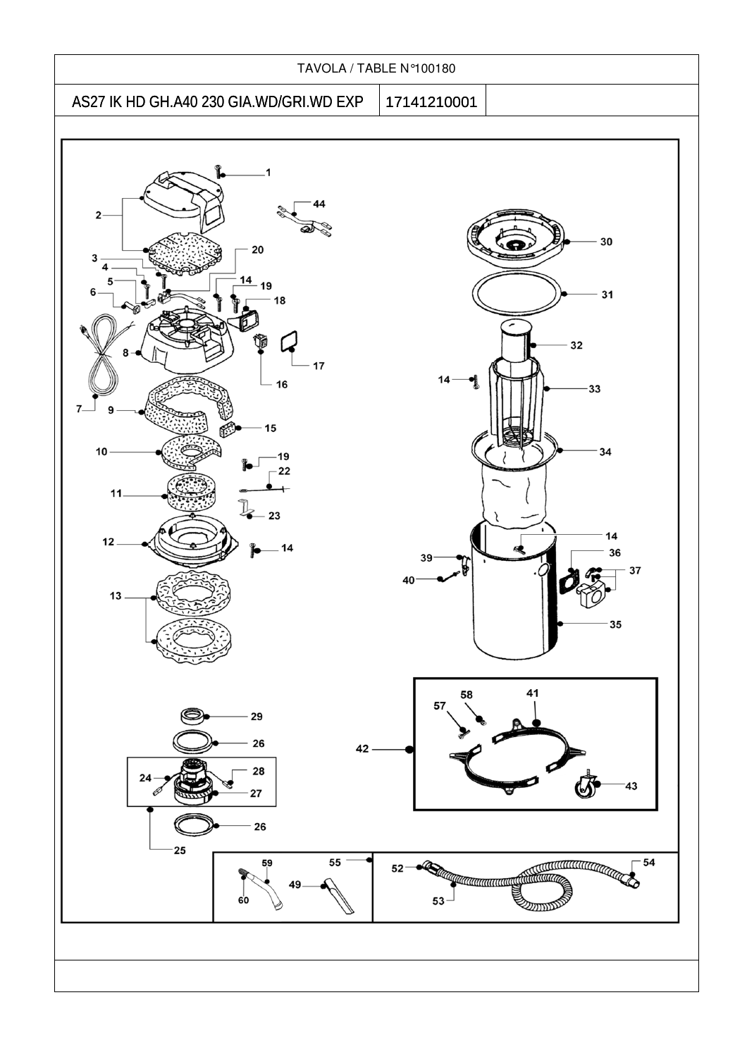TAVOLA / TABLE N°100180

| AS27 IK HD GH.A40 230 GIA.WD/GRI.WD EXP | 17141210001 | |
|---|---|---|

1
2
3
4
5
6
7
8
9
10
11
12
13
14
15
16
17
18
19
20
22
23
24
25
26
27
28
29
30
31
32
33
34
35
36
37
39
40
41
42
43
44
49
52
53
54
55
57
58
59
60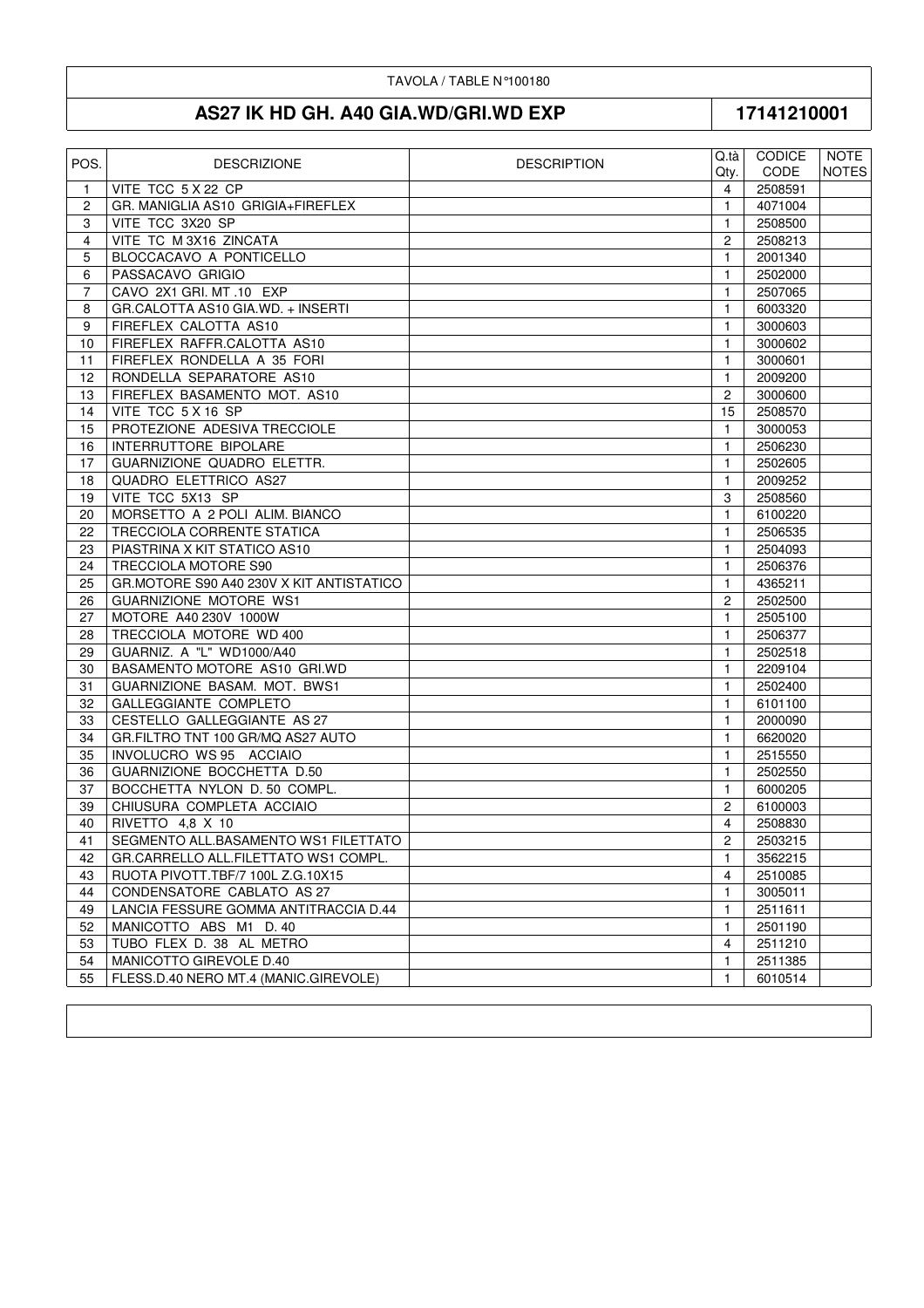TAVOLA / TABLE N°100180

## AS27 IK HD GH. A40 GIA.WD/GRI.WD EXP — 17141210001

| POS. | DESCRIZIONE | DESCRIPTION | Q.tà Qty. | CODICE CODE | NOTE NOTES |
|---|---|---|---|---|---|
| 1 | VITE TCC 5 X 22 CP | | 4 | 2508591 | |
| 2 | GR. MANIGLIA AS10 GRIGIA+FIREFLEX | | 1 | 4071004 | |
| 3 | VITE TCC 3X20 SP | | 1 | 2508500 | |
| 4 | VITE TC M 3X16 ZINCATA | | 2 | 2508213 | |
| 5 | BLOCCACAVO A PONTICELLO | | 1 | 2001340 | |
| 6 | PASSACAVO GRIGIO | | 1 | 2502000 | |
| 7 | CAVO 2X1 GRI. MT .10 EXP | | 1 | 2507065 | |
| 8 | GR.CALOTTA AS10 GIA.WD. + INSERTI | | 1 | 6003320 | |
| 9 | FIREFLEX CALOTTA AS10 | | 1 | 3000603 | |
| 10 | FIREFLEX RAFFR.CALOTTA AS10 | | 1 | 3000602 | |
| 11 | FIREFLEX RONDELLA A 35 FORI | | 1 | 3000601 | |
| 12 | RONDELLA SEPARATORE AS10 | | 1 | 2009200 | |
| 13 | FIREFLEX BASAMENTO MOT. AS10 | | 2 | 3000600 | |
| 14 | VITE TCC 5 X 16 SP | | 15 | 2508570 | |
| 15 | PROTEZIONE ADESIVA TRECCIOLE | | 1 | 3000053 | |
| 16 | INTERRUTTORE BIPOLARE | | 1 | 2506230 | |
| 17 | GUARNIZIONE QUADRO ELETTR. | | 1 | 2502605 | |
| 18 | QUADRO ELETTRICO AS27 | | 1 | 2009252 | |
| 19 | VITE TCC 5X13 SP | | 3 | 2508560 | |
| 20 | MORSETTO A 2 POLI ALIM. BIANCO | | 1 | 6100220 | |
| 22 | TRECCIOLA CORRENTE STATICA | | 1 | 2506535 | |
| 23 | PIASTRINA X KIT STATICO AS10 | | 1 | 2504093 | |
| 24 | TRECCIOLA MOTORE S90 | | 1 | 2506376 | |
| 25 | GR.MOTORE S90 A40 230V X KIT ANTISTATICO | | 1 | 4365211 | |
| 26 | GUARNIZIONE MOTORE WS1 | | 2 | 2502500 | |
| 27 | MOTORE A40 230V 1000W | | 1 | 2505100 | |
| 28 | TRECCIOLA MOTORE WD 400 | | 1 | 2506377 | |
| 29 | GUARNIZ. A "L" WD1000/A40 | | 1 | 2502518 | |
| 30 | BASAMENTO MOTORE AS10 GRI.WD | | 1 | 2209104 | |
| 31 | GUARNIZIONE BASAM. MOT. BWS1 | | 1 | 2502400 | |
| 32 | GALLEGGIANTE COMPLETO | | 1 | 6101100 | |
| 33 | CESTELLO GALLEGGIANTE AS 27 | | 1 | 2000090 | |
| 34 | GR.FILTRO TNT 100 GR/MQ AS27 AUTO | | 1 | 6620020 | |
| 35 | INVOLUCRO WS 95 ACCIAIO | | 1 | 2515550 | |
| 36 | GUARNIZIONE BOCCHETTA D.50 | | 1 | 2502550 | |
| 37 | BOCCHETTA NYLON D. 50 COMPL. | | 1 | 6000205 | |
| 39 | CHIUSURA COMPLETA ACCIAIO | | 2 | 6100003 | |
| 40 | RIVETTO 4,8 X 10 | | 4 | 2508830 | |
| 41 | SEGMENTO ALL.BASAMENTO WS1 FILETTATO | | 2 | 2503215 | |
| 42 | GR.CARRELLO ALL.FILETTATO WS1 COMPL. | | 1 | 3562215 | |
| 43 | RUOTA PIVOTT.TBF/7 100L Z.G.10X15 | | 4 | 2510085 | |
| 44 | CONDENSATORE CABLATO AS 27 | | 1 | 3005011 | |
| 49 | LANCIA FESSURE GOMMA ANTITRACCIA D.44 | | 1 | 2511611 | |
| 52 | MANICOTTO ABS M1 D. 40 | | 1 | 2501190 | |
| 53 | TUBO FLEX D. 38 AL METRO | | 4 | 2511210 | |
| 54 | MANICOTTO GIREVOLE D.40 | | 1 | 2511385 | |
| 55 | FLESS.D.40 NERO MT.4 (MANIC.GIREVOLE) | | 1 | 6010514 | |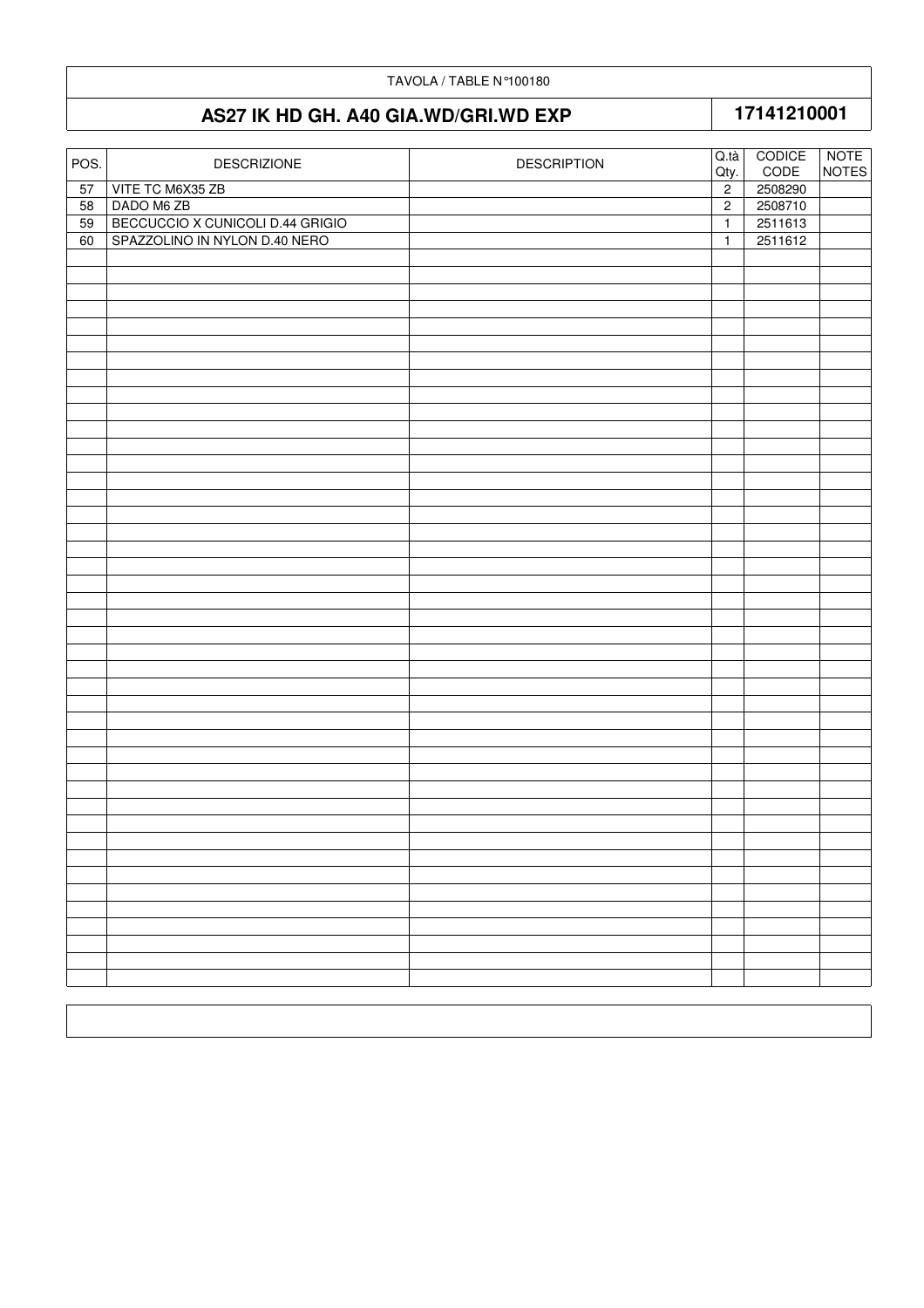TAVOLA / TABLE N°100180

## AS27 IK HD GH. A40 GIA.WD/GRI.WD EXP — 17141210001

| POS. | DESCRIZIONE | DESCRIPTION | Q.tà Qty. | CODICE CODE | NOTE NOTES |
|---|---|---|---|---|---|
| 57 | VITE TC M6X35 ZB | | 2 | 2508290 | |
| 58 | DADO M6 ZB | | 2 | 2508710 | |
| 59 | BECCUCCIO X CUNICOLI D.44 GRIGIO | | 1 | 2511613 | |
| 60 | SPAZZOLINO IN NYLON D.40 NERO | | 1 | 2511612 | |